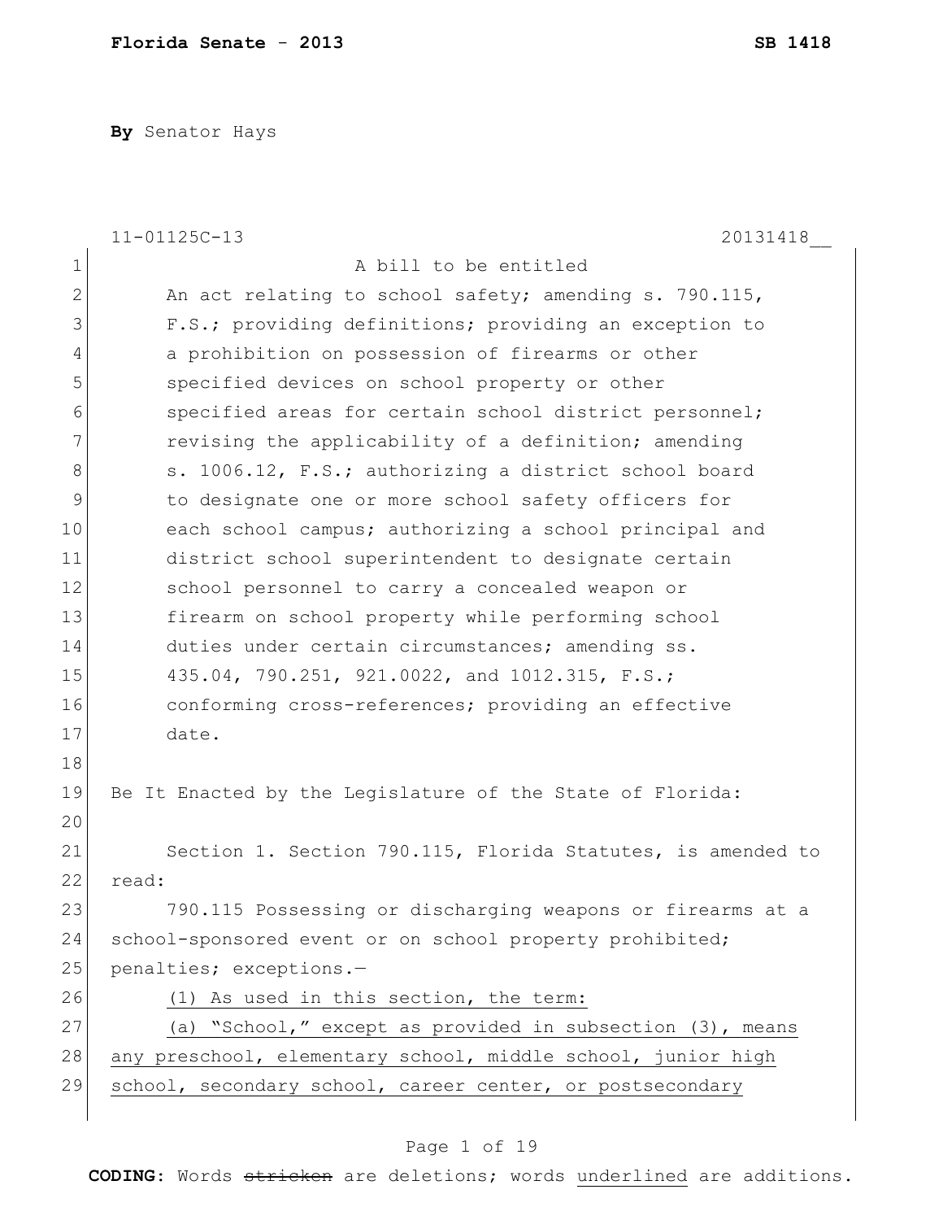**By** Senator Hays

11-01125C-13 20131418__

A bill to be entitled

An act relating to school safety; amending s. 790.115, F.S.; providing definitions; providing an exception to a prohibition on possession of firearms or other specified devices on school property or other specified areas for certain school district personnel; revising the applicability of a definition; amending s. 1006.12, F.S.; authorizing a district school board to designate one or more school safety officers for each school campus; authorizing a school principal and district school superintendent to designate certain school personnel to carry a concealed weapon or firearm on school property while performing school duties under certain circumstances; amending ss. 435.04, 790.251, 921.0022, and 1012.315, F.S.; conforming cross-references; providing an effective date.

Be It Enacted by the Legislature of the State of Florida:

Section 1. Section 790.115, Florida Statutes, is amended to read:

790.115 Possessing or discharging weapons or firearms at a school-sponsored event or on school property prohibited; penalties; exceptions.—

<u>(1) As used in this section, the term:</u>

<u>(a) "School," except as provided in subsection (3), means any preschool, elementary school, middle school, junior high school, secondary school, career center, or postsecondary</u>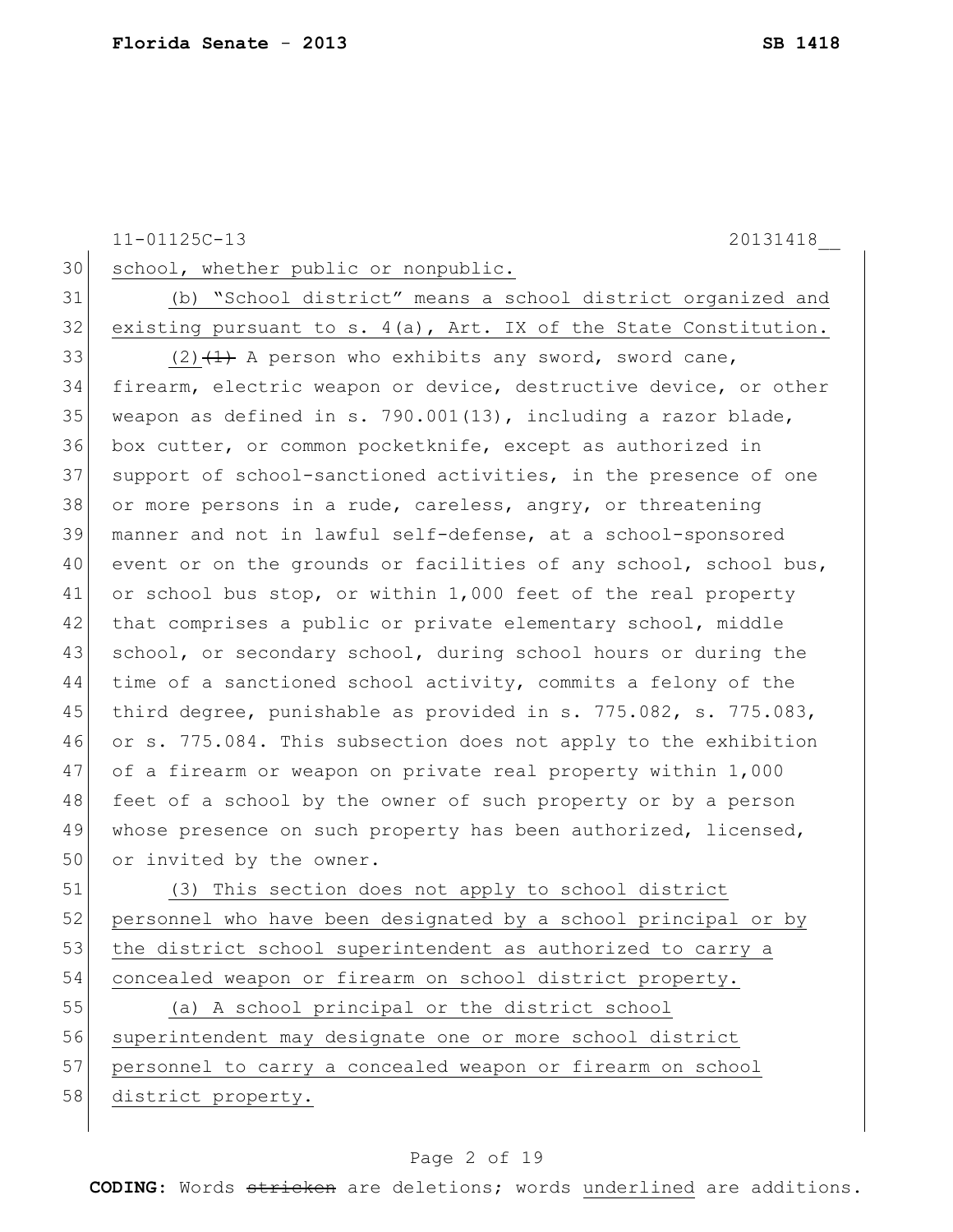school, whether public or nonpublic.

(b) “School district” means a school district organized and existing pursuant to s. 4(a), Art. IX of the State Constitution.

(2)~~(1)~~ A person who exhibits any sword, sword cane, firearm, electric weapon or device, destructive device, or other weapon as defined in s. 790.001(13), including a razor blade, box cutter, or common pocketknife, except as authorized in support of school-sanctioned activities, in the presence of one or more persons in a rude, careless, angry, or threatening manner and not in lawful self-defense, at a school-sponsored event or on the grounds or facilities of any school, school bus, or school bus stop, or within 1,000 feet of the real property that comprises a public or private elementary school, middle school, or secondary school, during school hours or during the time of a sanctioned school activity, commits a felony of the third degree, punishable as provided in s. 775.082, s. 775.083, or s. 775.084. This subsection does not apply to the exhibition of a firearm or weapon on private real property within 1,000 feet of a school by the owner of such property or by a person whose presence on such property has been authorized, licensed, or invited by the owner.

(3) This section does not apply to school district personnel who have been designated by a school principal or by the district school superintendent as authorized to carry a concealed weapon or firearm on school district property.

(a) A school principal or the district school superintendent may designate one or more school district personnel to carry a concealed weapon or firearm on school district property.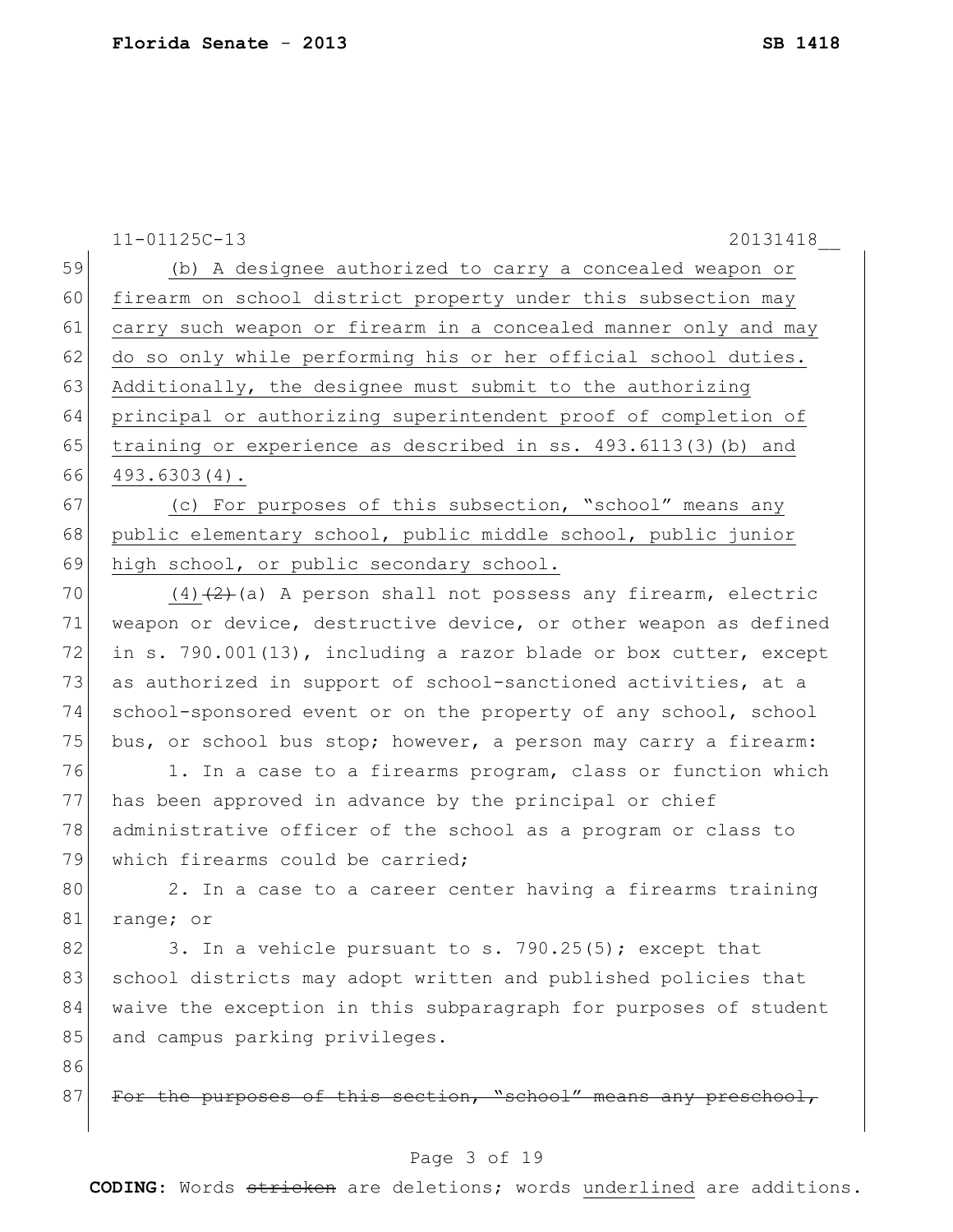(b) A designee authorized to carry a concealed weapon or firearm on school district property under this subsection may carry such weapon or firearm in a concealed manner only and may do so only while performing his or her official school duties. Additionally, the designee must submit to the authorizing principal or authorizing superintendent proof of completion of training or experience as described in ss. 493.6113(3)(b) and 493.6303(4).

(c) For purposes of this subsection, "school" means any public elementary school, public middle school, public junior high school, or public secondary school.

(4) ~~(2)~~ (a) A person shall not possess any firearm, electric weapon or device, destructive device, or other weapon as defined in s. 790.001(13), including a razor blade or box cutter, except as authorized in support of school-sanctioned activities, at a school-sponsored event or on the property of any school, school bus, or school bus stop; however, a person may carry a firearm:

1. In a case to a firearms program, class or function which has been approved in advance by the principal or chief administrative officer of the school as a program or class to which firearms could be carried;

2. In a case to a career center having a firearms training range; or

3. In a vehicle pursuant to s. 790.25(5); except that school districts may adopt written and published policies that waive the exception in this subparagraph for purposes of student and campus parking privileges.

~~For the purposes of this section, "school" means any preschool,~~

**CODING:** Words ~~stricken~~ are deletions; words underlined are additions.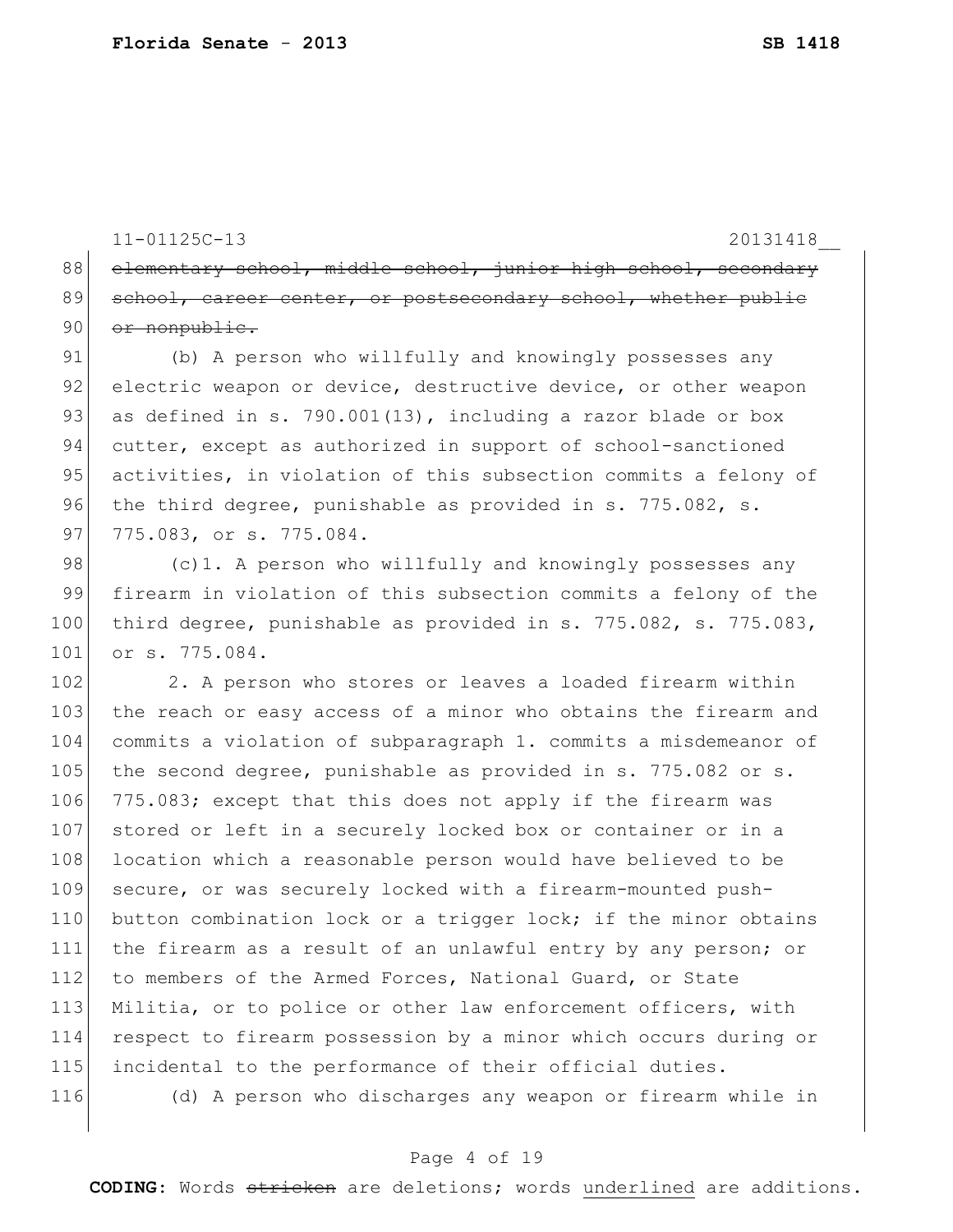~~elementary school, middle school, junior high school, secondary school, career center, or postsecondary school, whether public or nonpublic.~~

(b) A person who willfully and knowingly possesses any electric weapon or device, destructive device, or other weapon as defined in s. 790.001(13), including a razor blade or box cutter, except as authorized in support of school-sanctioned activities, in violation of this subsection commits a felony of the third degree, punishable as provided in s. 775.082, s. 775.083, or s. 775.084.

(c)1. A person who willfully and knowingly possesses any firearm in violation of this subsection commits a felony of the third degree, punishable as provided in s. 775.082, s. 775.083, or s. 775.084.

2. A person who stores or leaves a loaded firearm within the reach or easy access of a minor who obtains the firearm and commits a violation of subparagraph 1. commits a misdemeanor of the second degree, punishable as provided in s. 775.082 or s. 775.083; except that this does not apply if the firearm was stored or left in a securely locked box or container or in a location which a reasonable person would have believed to be secure, or was securely locked with a firearm-mounted push-button combination lock or a trigger lock; if the minor obtains the firearm as a result of an unlawful entry by any person; or to members of the Armed Forces, National Guard, or State Militia, or to police or other law enforcement officers, with respect to firearm possession by a minor which occurs during or incidental to the performance of their official duties.

(d) A person who discharges any weapon or firearm while in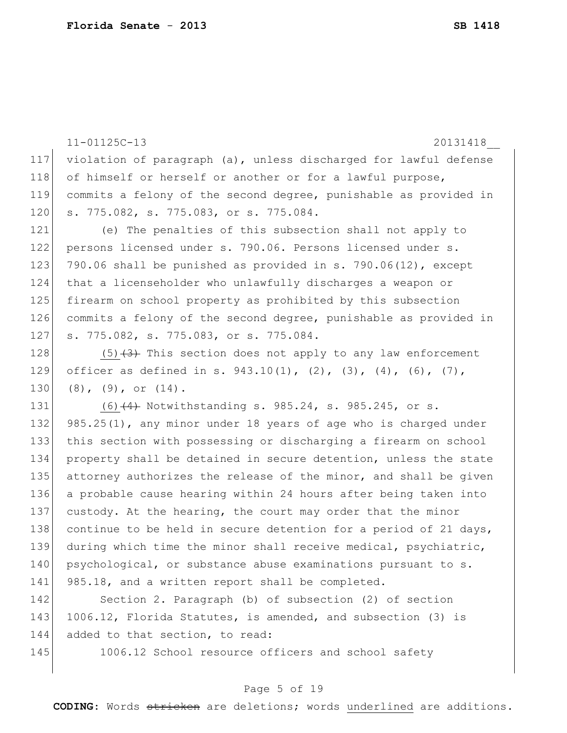violation of paragraph (a), unless discharged for lawful defense of himself or herself or another or for a lawful purpose, commits a felony of the second degree, punishable as provided in s. 775.082, s. 775.083, or s. 775.084.

(e) The penalties of this subsection shall not apply to persons licensed under s. 790.06. Persons licensed under s. 790.06 shall be punished as provided in s. 790.06(12), except that a licenseholder who unlawfully discharges a weapon or firearm on school property as prohibited by this subsection commits a felony of the second degree, punishable as provided in s. 775.082, s. 775.083, or s. 775.084.

<u>(5)</u>~~(3)~~ This section does not apply to any law enforcement officer as defined in s. 943.10(1), (2), (3), (4), (6), (7), (8), (9), or (14).

<u>(6)</u>~~(4)~~ Notwithstanding s. 985.24, s. 985.245, or s. 985.25(1), any minor under 18 years of age who is charged under this section with possessing or discharging a firearm on school property shall be detained in secure detention, unless the state attorney authorizes the release of the minor, and shall be given a probable cause hearing within 24 hours after being taken into custody. At the hearing, the court may order that the minor continue to be held in secure detention for a period of 21 days, during which time the minor shall receive medical, psychiatric, psychological, or substance abuse examinations pursuant to s. 985.18, and a written report shall be completed.

Section 2. Paragraph (b) of subsection (2) of section 1006.12, Florida Statutes, is amended, and subsection (3) is added to that section, to read:

1006.12 School resource officers and school safety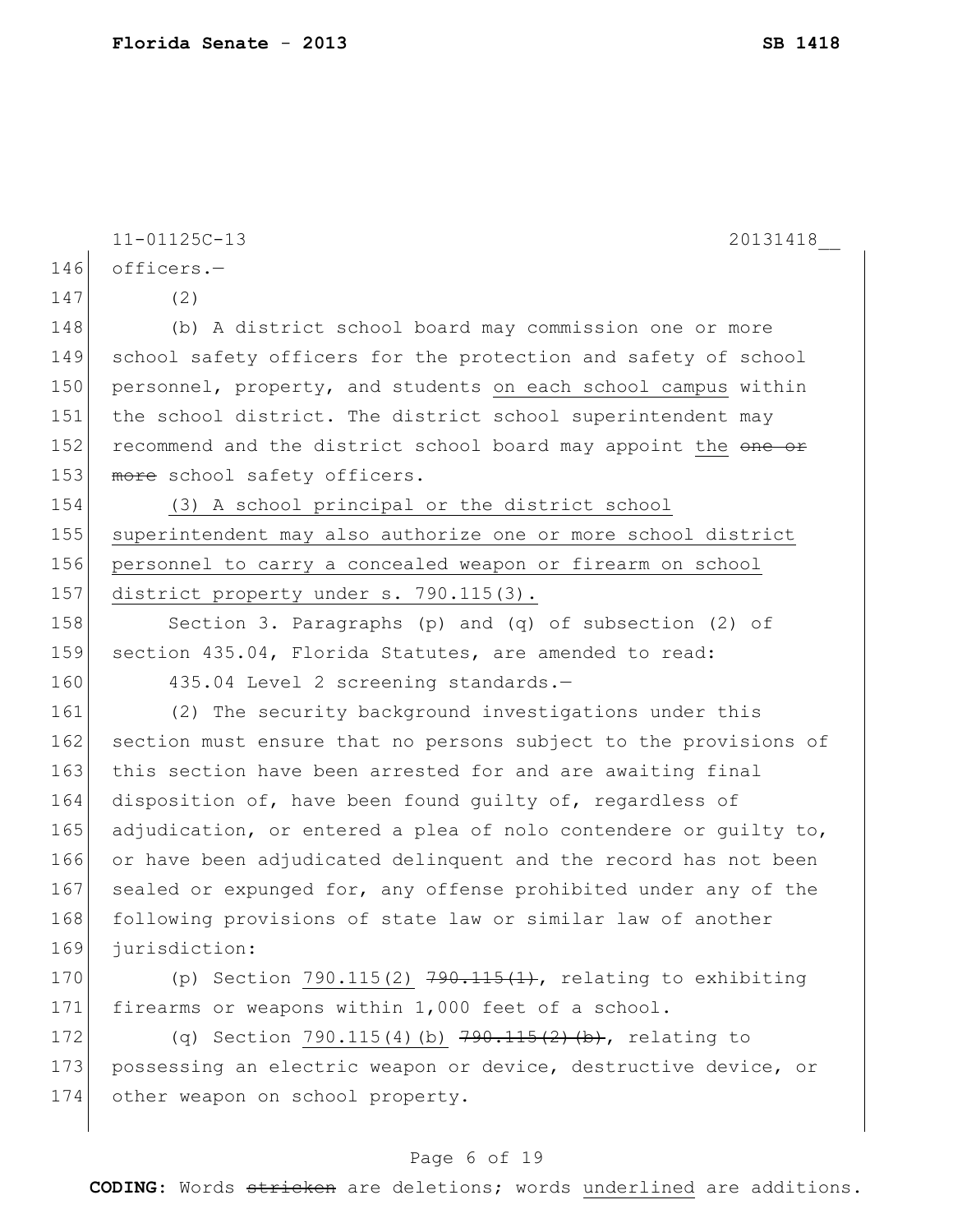officers.—

(2)

(b) A district school board may commission one or more school safety officers for the protection and safety of school personnel, property, and students <u>on each school campus</u> within the school district. The district school superintendent may recommend and the district school board may appoint <u>the</u> ~~one or more~~ school safety officers.

<u>(3) A school principal or the district school superintendent may also authorize one or more school district personnel to carry a concealed weapon or firearm on school district property under s. 790.115(3).</u>

Section 3. Paragraphs (p) and (q) of subsection (2) of section 435.04, Florida Statutes, are amended to read:

435.04 Level 2 screening standards.—

(2) The security background investigations under this section must ensure that no persons subject to the provisions of this section have been arrested for and are awaiting final disposition of, have been found guilty of, regardless of adjudication, or entered a plea of nolo contendere or guilty to, or have been adjudicated delinquent and the record has not been sealed or expunged for, any offense prohibited under any of the following provisions of state law or similar law of another jurisdiction:

(p) Section <u>790.115(2)</u> ~~790.115(1)~~, relating to exhibiting firearms or weapons within 1,000 feet of a school.

(q) Section <u>790.115(4)(b)</u> ~~790.115(2)(b)~~, relating to possessing an electric weapon or device, destructive device, or other weapon on school property.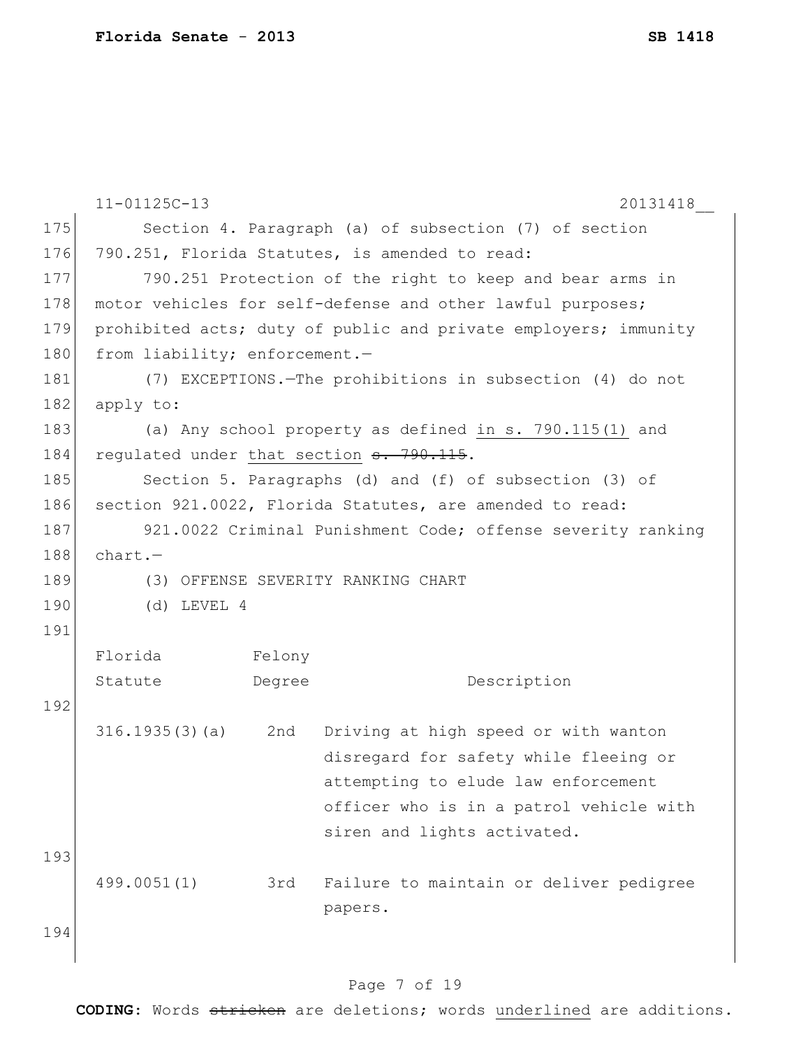11-01125C-13 20131418__

Section 4. Paragraph (a) of subsection (7) of section 790.251, Florida Statutes, is amended to read:

790.251 Protection of the right to keep and bear arms in motor vehicles for self-defense and other lawful purposes; prohibited acts; duty of public and private employers; immunity from liability; enforcement.—

(7) EXCEPTIONS.—The prohibitions in subsection (4) do not apply to:

(a) Any school property as defined <u>in s. 790.115(1)</u> and regulated under <u>that section</u> ~~s. 790.115~~.

Section 5. Paragraphs (d) and (f) of subsection (3) of section 921.0022, Florida Statutes, are amended to read:

921.0022 Criminal Punishment Code; offense severity ranking chart.—

(3) OFFENSE SEVERITY RANKING CHART

(d) LEVEL 4

| Florida Statute | Felony Degree | Description |
|---|---|---|
| 316.1935(3)(a) | 2nd | Driving at high speed or with wanton disregard for safety while fleeing or attempting to elude law enforcement officer who is in a patrol vehicle with siren and lights activated. |
| 499.0051(1) | 3rd | Failure to maintain or deliver pedigree papers. |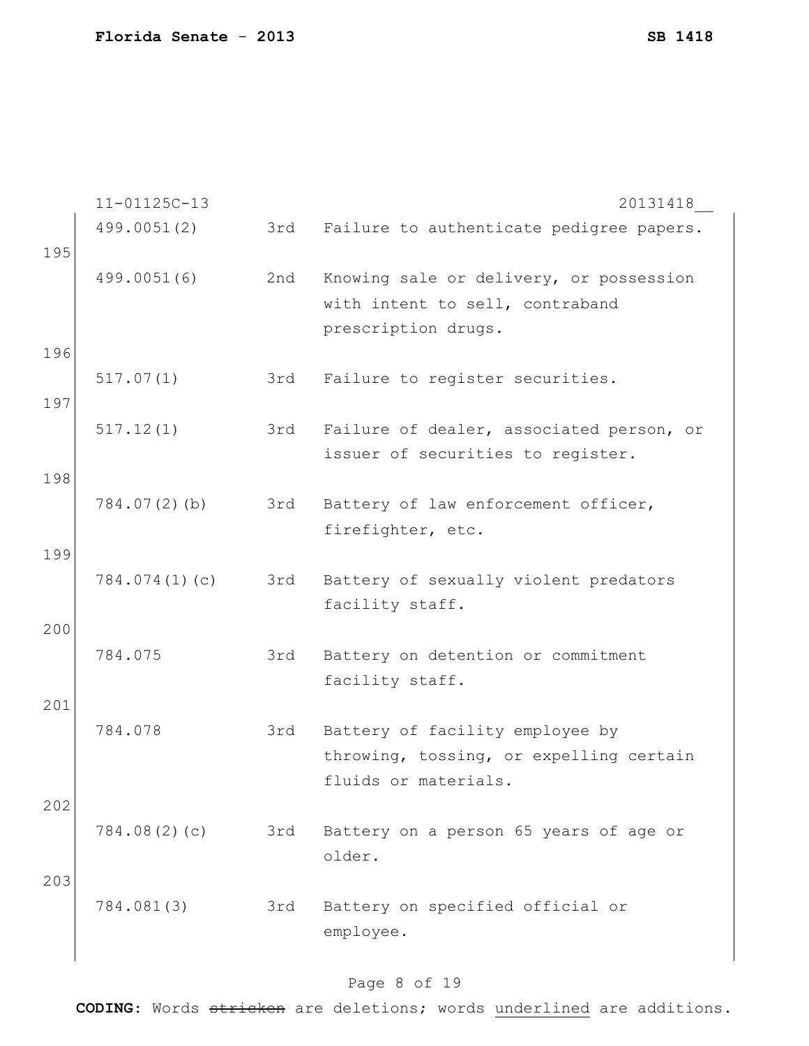11-01125C-13 20131418__

| | | | |
|---|---|---|---|
| | 499.0051(2) | 3rd | Failure to authenticate pedigree papers. |
| 195 | 499.0051(6) | 2nd | Knowing sale or delivery, or possession with intent to sell, contraband prescription drugs. |
| 196 | 517.07(1) | 3rd | Failure to register securities. |
| 197 | 517.12(1) | 3rd | Failure of dealer, associated person, or issuer of securities to register. |
| 198 | 784.07(2)(b) | 3rd | Battery of law enforcement officer, firefighter, etc. |
| 199 | 784.074(1)(c) | 3rd | Battery of sexually violent predators facility staff. |
| 200 | 784.075 | 3rd | Battery on detention or commitment facility staff. |
| 201 | 784.078 | 3rd | Battery of facility employee by throwing, tossing, or expelling certain fluids or materials. |
| 202 | 784.08(2)(c) | 3rd | Battery on a person 65 years of age or older. |
| 203 | 784.081(3) | 3rd | Battery on specified official or employee. |

**CODING:** Words ~~stricken~~ are deletions; words <u>underlined</u> are additions.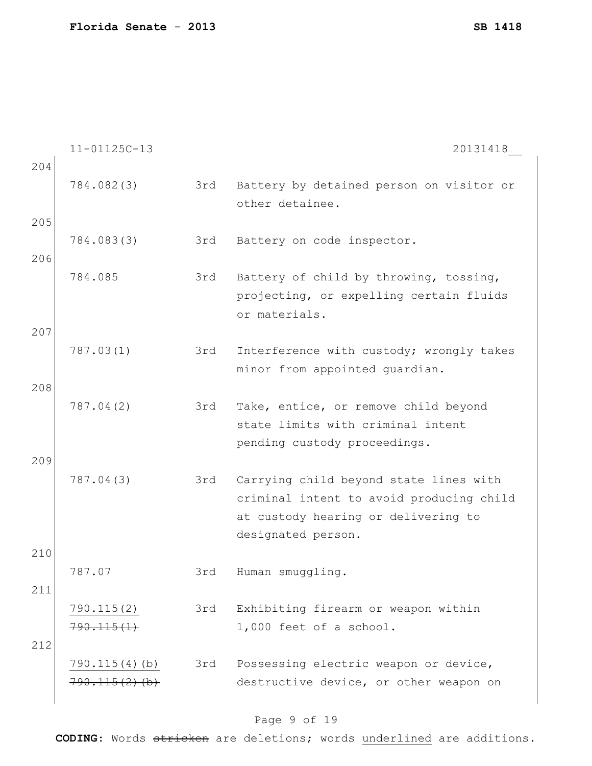11-01125C-13 20131418__

| | | | |
|---|---|---|---|
| 204 | 784.082(3) | 3rd | Battery by detained person on visitor or other detainee. |
| 205 | 784.083(3) | 3rd | Battery on code inspector. |
| 206 | 784.085 | 3rd | Battery of child by throwing, tossing, projecting, or expelling certain fluids or materials. |
| 207 | 787.03(1) | 3rd | Interference with custody; wrongly takes minor from appointed guardian. |
| 208 | 787.04(2) | 3rd | Take, entice, or remove child beyond state limits with criminal intent pending custody proceedings. |
| 209 | 787.04(3) | 3rd | Carrying child beyond state lines with criminal intent to avoid producing child at custody hearing or delivering to designated person. |
| 210 | 787.07 | 3rd | Human smuggling. |
| 211 | <u>790.115(2)</u> ~~790.115(1)~~ | 3rd | Exhibiting firearm or weapon within 1,000 feet of a school. |
| 212 | <u>790.115(4)(b)</u> ~~790.115(2)(b)~~ | 3rd | Possessing electric weapon or device, destructive device, or other weapon on |

**CODING:** Words ~~stricken~~ are deletions; words <u>underlined</u> are additions.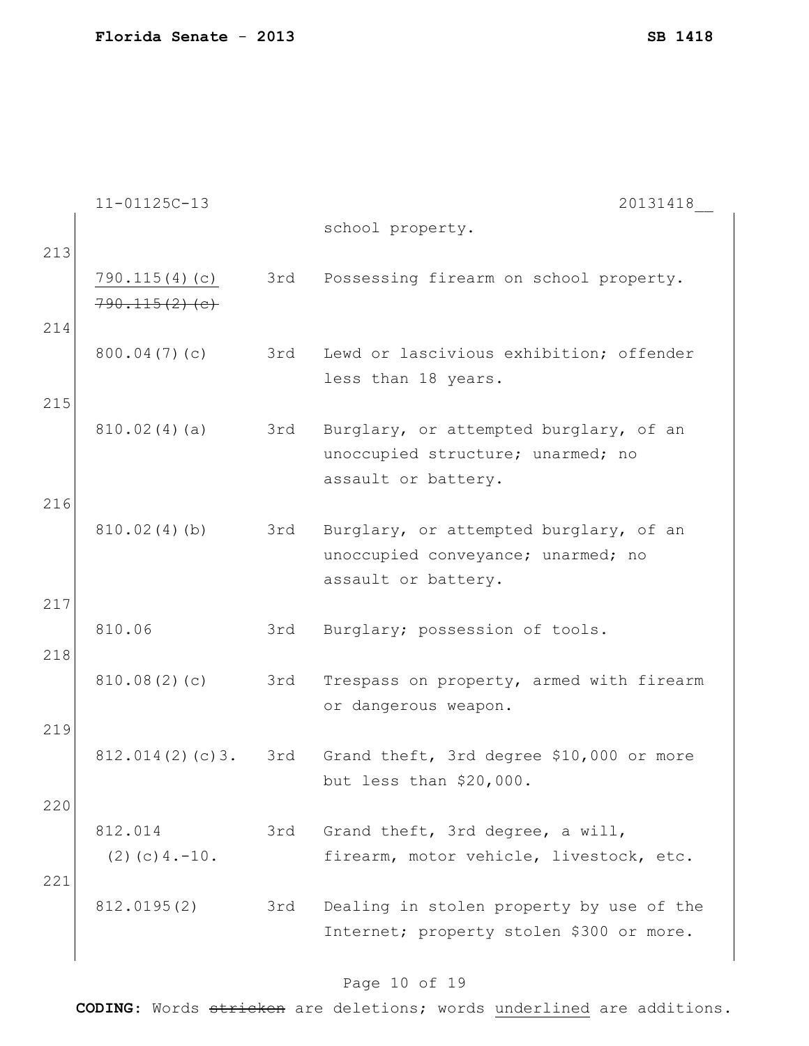11-01125C-13 20131418__

| | | | |
|---|---|---|---|
| | | | school property. |
| 213 | <u>790.115(4)(c)</u> ~~790.115(2)(c)~~ | 3rd | Possessing firearm on school property. |
| 214 | 800.04(7)(c) | 3rd | Lewd or lascivious exhibition; offender less than 18 years. |
| 215 | 810.02(4)(a) | 3rd | Burglary, or attempted burglary, of an unoccupied structure; unarmed; no assault or battery. |
| 216 | 810.02(4)(b) | 3rd | Burglary, or attempted burglary, of an unoccupied conveyance; unarmed; no assault or battery. |
| 217 | 810.06 | 3rd | Burglary; possession of tools. |
| 218 | 810.08(2)(c) | 3rd | Trespass on property, armed with firearm or dangerous weapon. |
| 219 | 812.014(2)(c)3. | 3rd | Grand theft, 3rd degree $10,000 or more but less than $20,000. |
| 220 | 812.014 (2)(c)4.-10. | 3rd | Grand theft, 3rd degree, a will, firearm, motor vehicle, livestock, etc. |
| 221 | 812.0195(2) | 3rd | Dealing in stolen property by use of the Internet; property stolen $300 or more. |

**CODING:** Words ~~stricken~~ are deletions; words <u>underlined</u> are additions.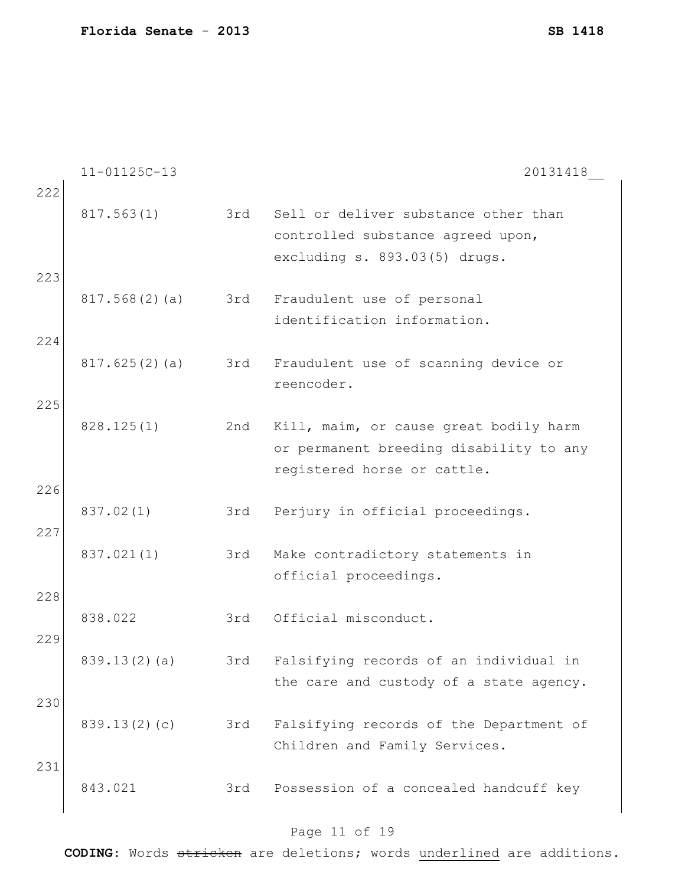11-01125C-13 20131418__

| | | | |
|---|---|---|---|
| 222 | 817.563(1) | 3rd | Sell or deliver substance other than controlled substance agreed upon, excluding s. 893.03(5) drugs. |
| 223 | 817.568(2)(a) | 3rd | Fraudulent use of personal identification information. |
| 224 | 817.625(2)(a) | 3rd | Fraudulent use of scanning device or reencoder. |
| 225 | 828.125(1) | 2nd | Kill, maim, or cause great bodily harm or permanent breeding disability to any registered horse or cattle. |
| 226 | 837.02(1) | 3rd | Perjury in official proceedings. |
| 227 | 837.021(1) | 3rd | Make contradictory statements in official proceedings. |
| 228 | 838.022 | 3rd | Official misconduct. |
| 229 | 839.13(2)(a) | 3rd | Falsifying records of an individual in the care and custody of a state agency. |
| 230 | 839.13(2)(c) | 3rd | Falsifying records of the Department of Children and Family Services. |
| 231 | 843.021 | 3rd | Possession of a concealed handcuff key |

**CODING:** Words ~~stricken~~ are deletions; words <u>underlined</u> are additions.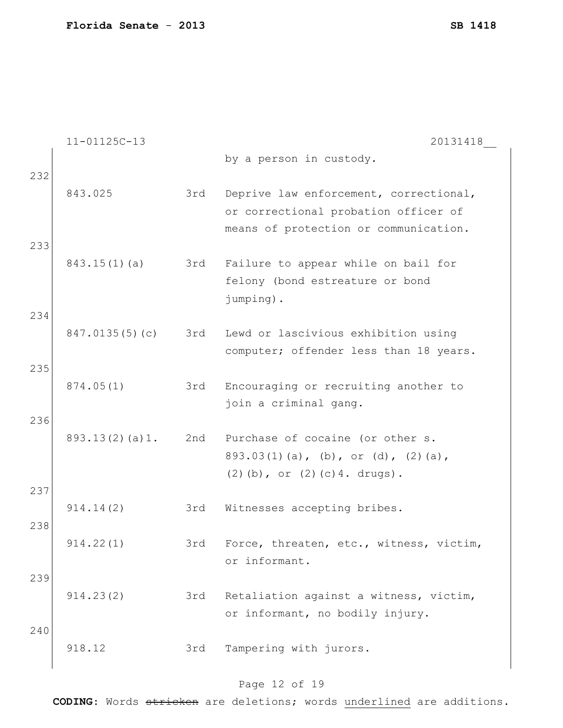11-01125C-13 20131418__

| | | | |
|---|---|---|---|
| | | | by a person in custody. |
| 232 | 843.025 | 3rd | Deprive law enforcement, correctional, or correctional probation officer of means of protection or communication. |
| 233 | 843.15(1)(a) | 3rd | Failure to appear while on bail for felony (bond estreature or bond jumping). |
| 234 | 847.0135(5)(c) | 3rd | Lewd or lascivious exhibition using computer; offender less than 18 years. |
| 235 | 874.05(1) | 3rd | Encouraging or recruiting another to join a criminal gang. |
| 236 | 893.13(2)(a)1. | 2nd | Purchase of cocaine (or other s. 893.03(1)(a), (b), or (d), (2)(a), (2)(b), or (2)(c)4. drugs). |
| 237 | 914.14(2) | 3rd | Witnesses accepting bribes. |
| 238 | 914.22(1) | 3rd | Force, threaten, etc., witness, victim, or informant. |
| 239 | 914.23(2) | 3rd | Retaliation against a witness, victim, or informant, no bodily injury. |
| 240 | 918.12 | 3rd | Tampering with jurors. |

**CODING:** Words ~~stricken~~ are deletions; words <u>underlined</u> are additions.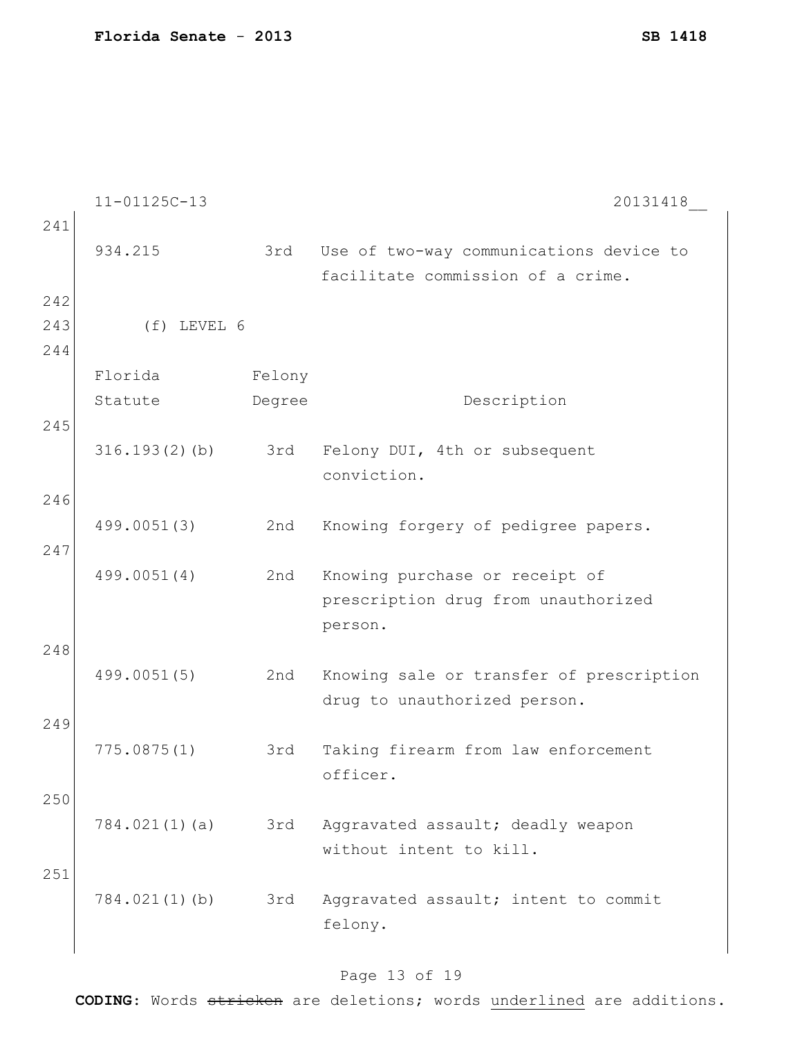| | | |
|---|---|---|
| 934.215 | 3rd | Use of two-way communications device to facilitate commission of a crime. |

(f) LEVEL 6

| Florida Statute | Felony Degree | Description |
|---|---|---|
| 316.193(2)(b) | 3rd | Felony DUI, 4th or subsequent conviction. |
| 499.0051(3) | 2nd | Knowing forgery of pedigree papers. |
| 499.0051(4) | 2nd | Knowing purchase or receipt of prescription drug from unauthorized person. |
| 499.0051(5) | 2nd | Knowing sale or transfer of prescription drug to unauthorized person. |
| 775.0875(1) | 3rd | Taking firearm from law enforcement officer. |
| 784.021(1)(a) | 3rd | Aggravated assault; deadly weapon without intent to kill. |
| 784.021(1)(b) | 3rd | Aggravated assault; intent to commit felony. |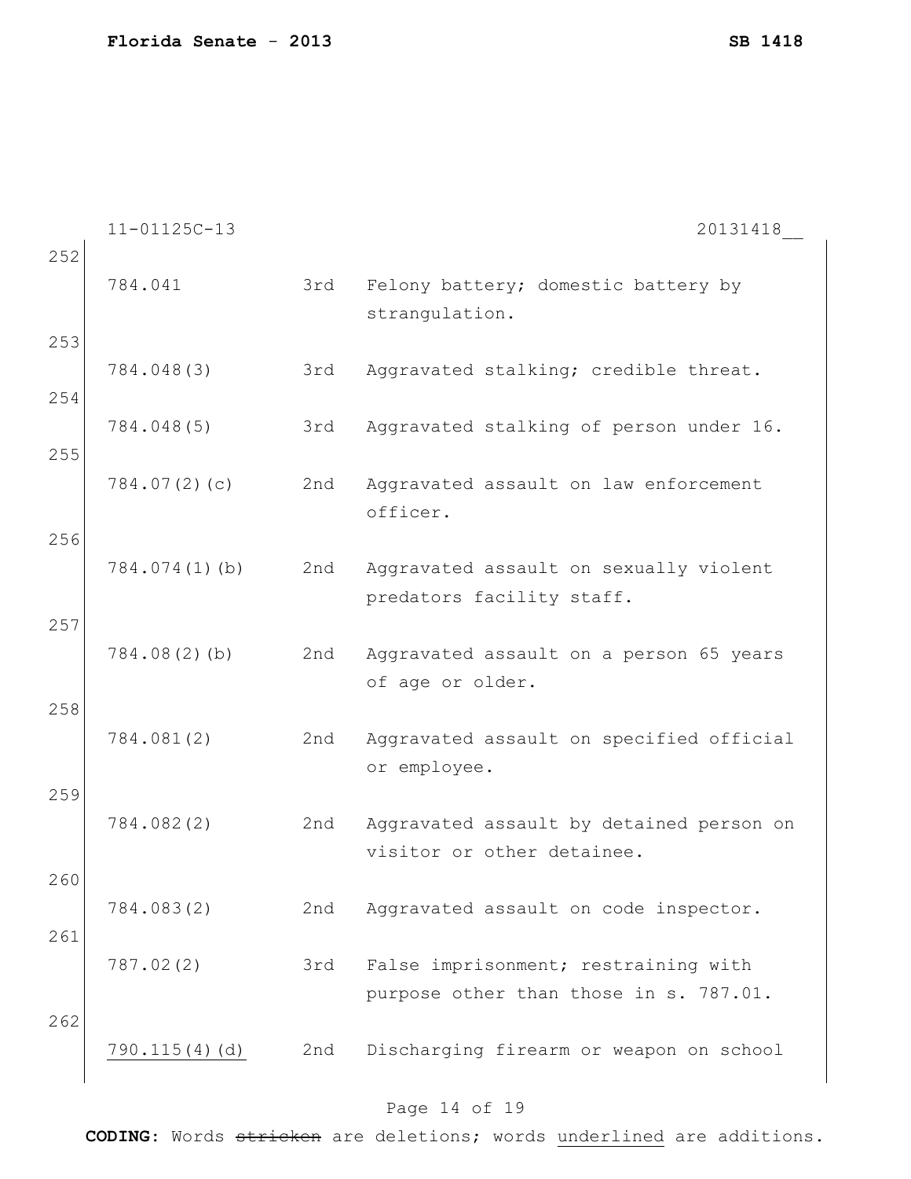11-01125C-13 20131418__

| Line | Statute | Degree | Description |
|---|---|---|---|
| 252 | 784.041 | 3rd | Felony battery; domestic battery by strangulation. |
| 253 | 784.048(3) | 3rd | Aggravated stalking; credible threat. |
| 254 | 784.048(5) | 3rd | Aggravated stalking of person under 16. |
| 255 | 784.07(2)(c) | 2nd | Aggravated assault on law enforcement officer. |
| 256 | 784.074(1)(b) | 2nd | Aggravated assault on sexually violent predators facility staff. |
| 257 | 784.08(2)(b) | 2nd | Aggravated assault on a person 65 years of age or older. |
| 258 | 784.081(2) | 2nd | Aggravated assault on specified official or employee. |
| 259 | 784.082(2) | 2nd | Aggravated assault by detained person on visitor or other detainee. |
| 260 | 784.083(2) | 2nd | Aggravated assault on code inspector. |
| 261 | 787.02(2) | 3rd | False imprisonment; restraining with purpose other than those in s. 787.01. |
| 262 | <u>790.115(4)(d)</u> | 2nd | Discharging firearm or weapon on school |

CODING: Words ~~stricken~~ are deletions; words <u>underlined</u> are additions.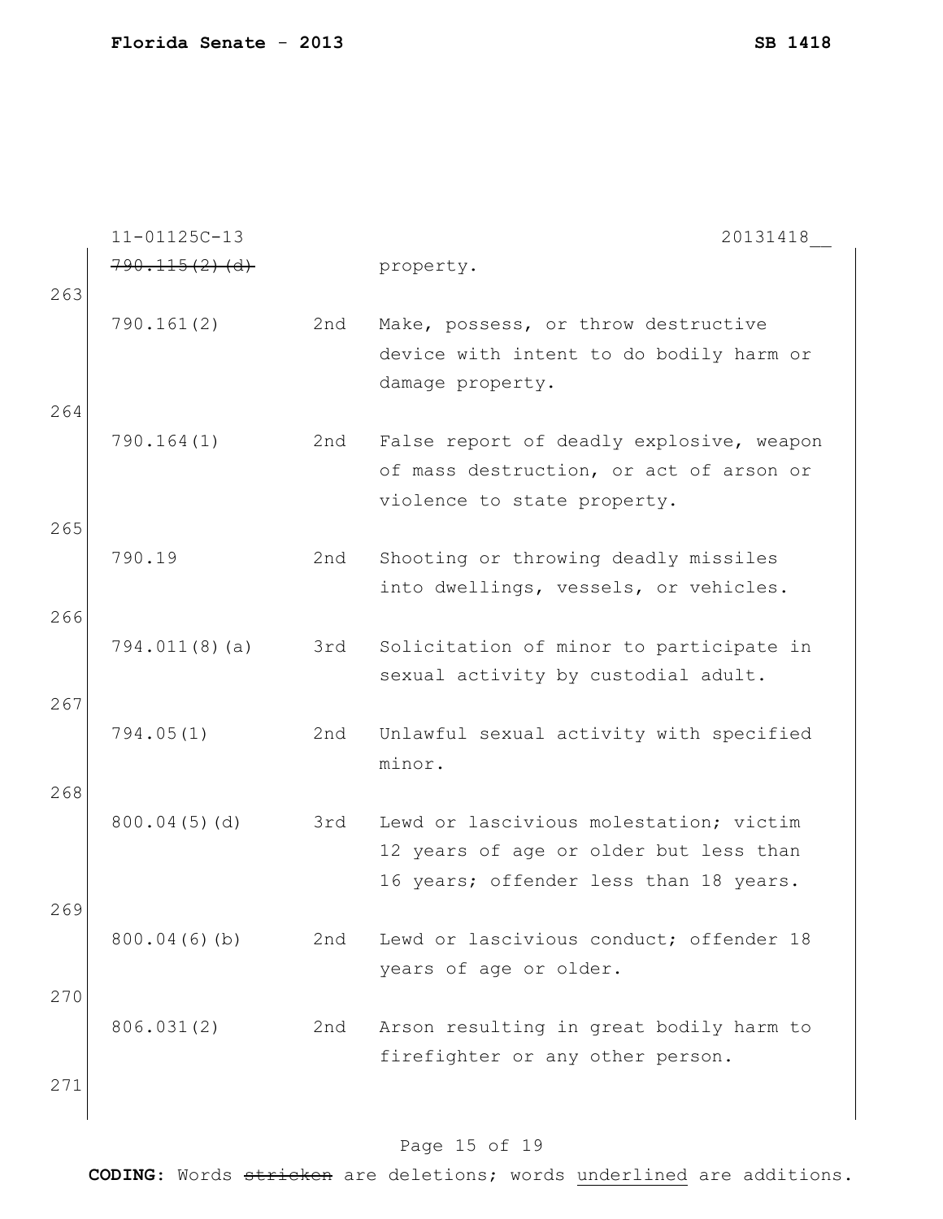11-01125C-13 20131418__

| | | | |
|---|---|---|---|
| | ~~790.115(2)(d)~~ | | property. |
| 263 | 790.161(2) | 2nd | Make, possess, or throw destructive device with intent to do bodily harm or damage property. |
| 264 | 790.164(1) | 2nd | False report of deadly explosive, weapon of mass destruction, or act of arson or violence to state property. |
| 265 | 790.19 | 2nd | Shooting or throwing deadly missiles into dwellings, vessels, or vehicles. |
| 266 | 794.011(8)(a) | 3rd | Solicitation of minor to participate in sexual activity by custodial adult. |
| 267 | 794.05(1) | 2nd | Unlawful sexual activity with specified minor. |
| 268 | 800.04(5)(d) | 3rd | Lewd or lascivious molestation; victim 12 years of age or older but less than 16 years; offender less than 18 years. |
| 269 | 800.04(6)(b) | 2nd | Lewd or lascivious conduct; offender 18 years of age or older. |
| 270 | 806.031(2) | 2nd | Arson resulting in great bodily harm to firefighter or any other person. |
| 271 | | | |

**CODING:** Words ~~stricken~~ are deletions; words underlined are additions.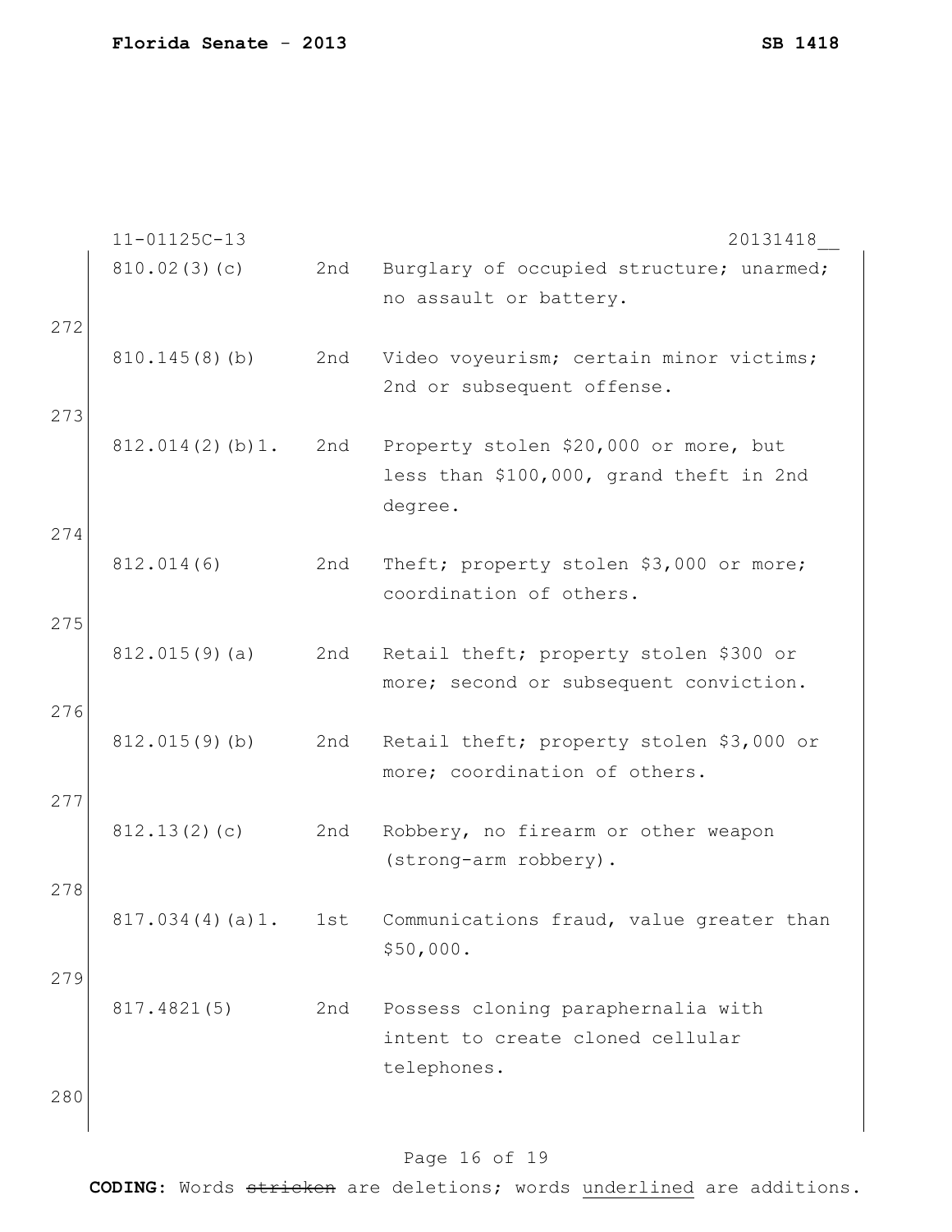11-01125C-13 20131418__

| | | | |
|---|---|---|---|
| | 810.02(3)(c) | 2nd | Burglary of occupied structure; unarmed; no assault or battery. |
| 272 | 810.145(8)(b) | 2nd | Video voyeurism; certain minor victims; 2nd or subsequent offense. |
| 273 | 812.014(2)(b)1. | 2nd | Property stolen $20,000 or more, but less than $100,000, grand theft in 2nd degree. |
| 274 | 812.014(6) | 2nd | Theft; property stolen $3,000 or more; coordination of others. |
| 275 | 812.015(9)(a) | 2nd | Retail theft; property stolen $300 or more; second or subsequent conviction. |
| 276 | 812.015(9)(b) | 2nd | Retail theft; property stolen $3,000 or more; coordination of others. |
| 277 | 812.13(2)(c) | 2nd | Robbery, no firearm or other weapon (strong-arm robbery). |
| 278 | 817.034(4)(a)1. | 1st | Communications fraud, value greater than $50,000. |
| 279 | 817.4821(5) | 2nd | Possess cloning paraphernalia with intent to create cloned cellular telephones. |
| 280 | | | |

**CODING:** Words ~~stricken~~ are deletions; words <u>underlined</u> are additions.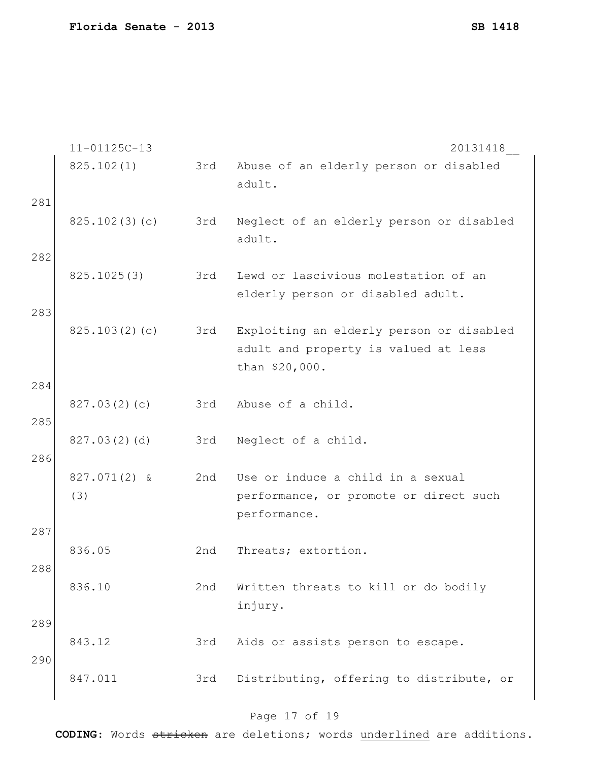11-01125C-13 20131418__

| | | | |
|---|---|---|---|
| | 825.102(1) | 3rd | Abuse of an elderly person or disabled adult. |
| 281 | | | |
| | 825.102(3)(c) | 3rd | Neglect of an elderly person or disabled adult. |
| 282 | | | |
| | 825.1025(3) | 3rd | Lewd or lascivious molestation of an elderly person or disabled adult. |
| 283 | | | |
| | 825.103(2)(c) | 3rd | Exploiting an elderly person or disabled adult and property is valued at less than $20,000. |
| 284 | | | |
| | 827.03(2)(c) | 3rd | Abuse of a child. |
| 285 | | | |
| | 827.03(2)(d) | 3rd | Neglect of a child. |
| 286 | | | |
| | 827.071(2) & (3) | 2nd | Use or induce a child in a sexual performance, or promote or direct such performance. |
| 287 | | | |
| | 836.05 | 2nd | Threats; extortion. |
| 288 | | | |
| | 836.10 | 2nd | Written threats to kill or do bodily injury. |
| 289 | | | |
| | 843.12 | 3rd | Aids or assists person to escape. |
| 290 | | | |
| | 847.011 | 3rd | Distributing, offering to distribute, or |

**CODING:** Words ~~stricken~~ are deletions; words <u>underlined</u> are additions.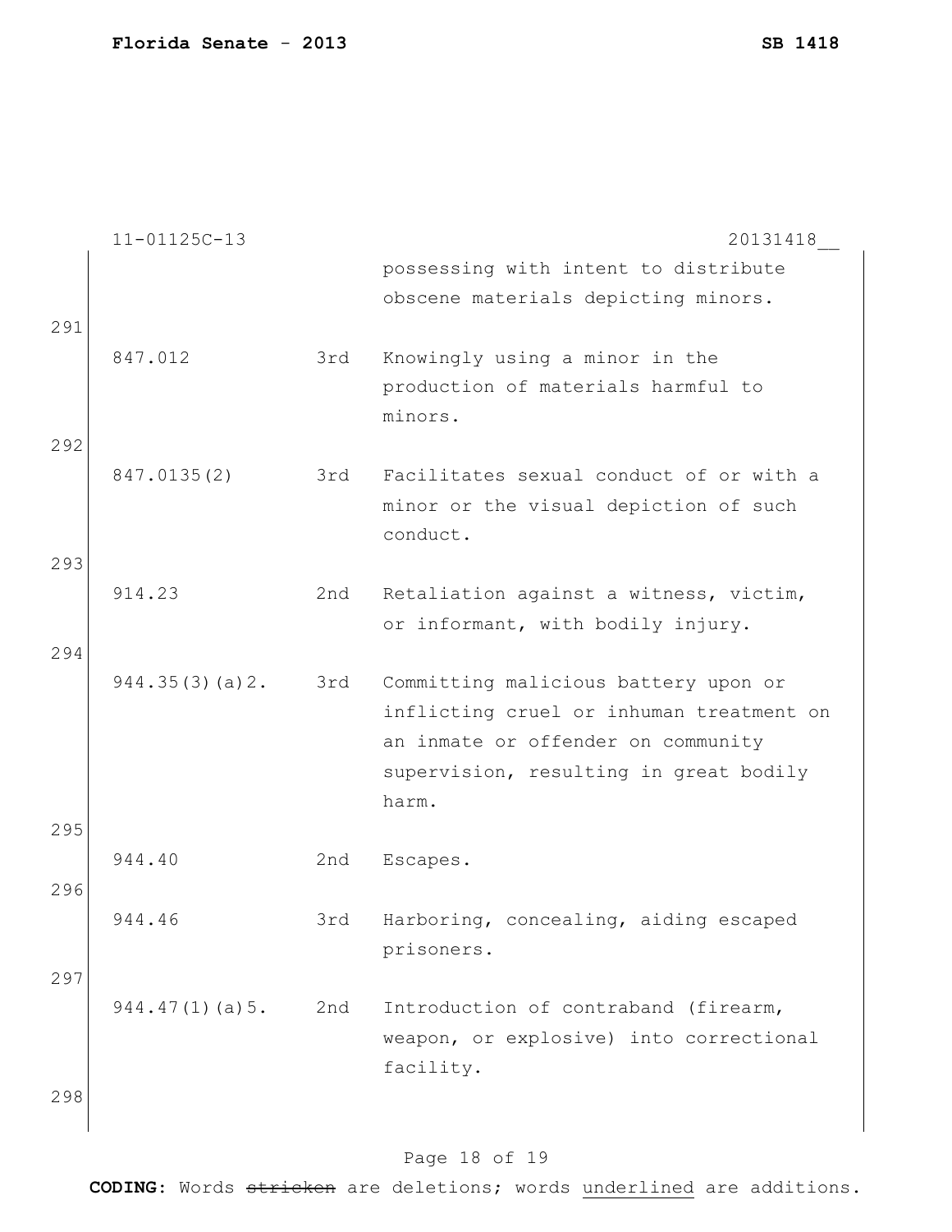11-01125C-13 20131418__

| | | |
|---|---|---|
| | | possessing with intent to distribute obscene materials depicting minors. |
| 847.012 | 3rd | Knowingly using a minor in the production of materials harmful to minors. |
| 847.0135(2) | 3rd | Facilitates sexual conduct of or with a minor or the visual depiction of such conduct. |
| 914.23 | 2nd | Retaliation against a witness, victim, or informant, with bodily injury. |
| 944.35(3)(a)2. | 3rd | Committing malicious battery upon or inflicting cruel or inhuman treatment on an inmate or offender on community supervision, resulting in great bodily harm. |
| 944.40 | 2nd | Escapes. |
| 944.46 | 3rd | Harboring, concealing, aiding escaped prisoners. |
| 944.47(1)(a)5. | 2nd | Introduction of contraband (firearm, weapon, or explosive) into correctional facility. |

CODING: Words ~~stricken~~ are deletions; words <u>underlined</u> are additions.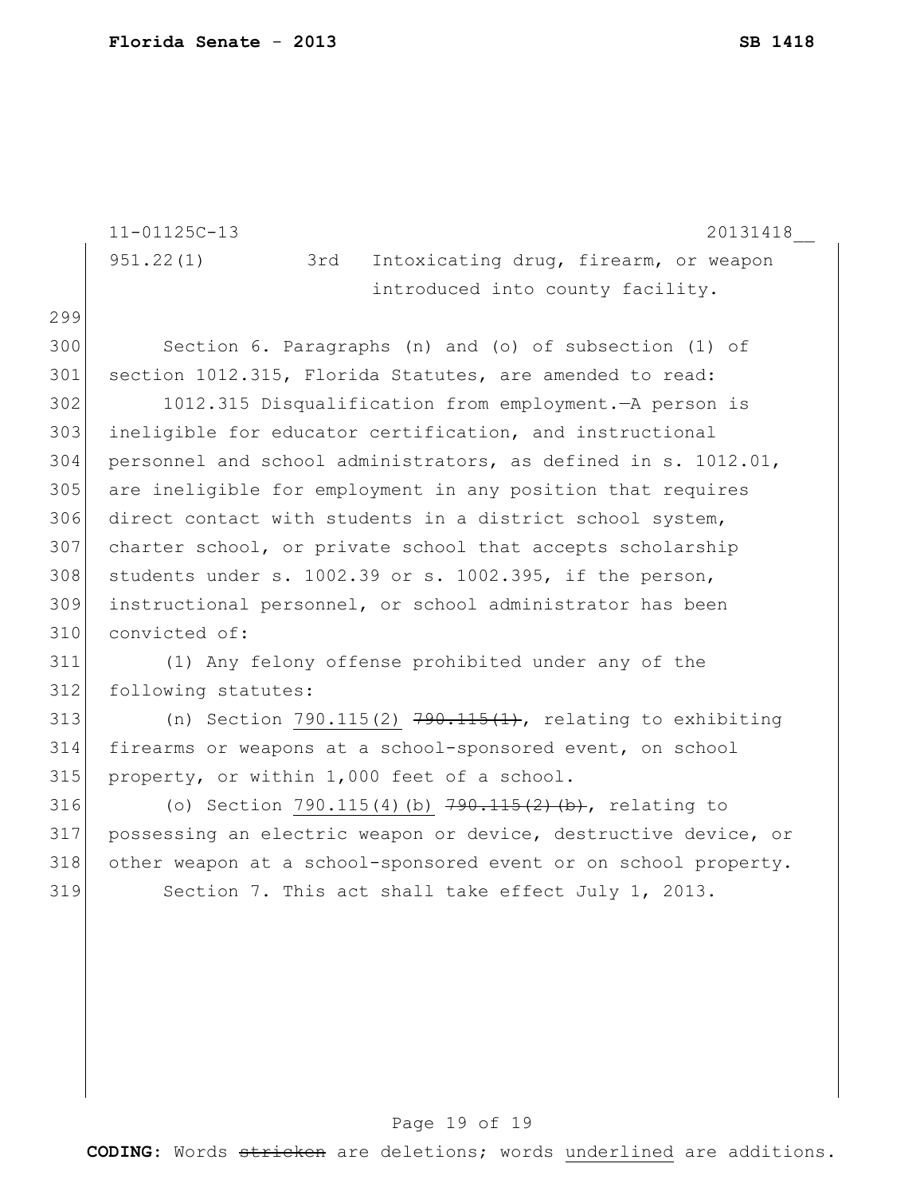951.22(1) 3rd Intoxicating drug, firearm, or weapon introduced into county facility.

299

300 Section 6. Paragraphs (n) and (o) of subsection (1) of
301 section 1012.315, Florida Statutes, are amended to read:
302 1012.315 Disqualification from employment.—A person is
303 ineligible for educator certification, and instructional
304 personnel and school administrators, as defined in s. 1012.01,
305 are ineligible for employment in any position that requires
306 direct contact with students in a district school system,
307 charter school, or private school that accepts scholarship
308 students under s. 1002.39 or s. 1002.395, if the person,
309 instructional personnel, or school administrator has been
310 convicted of:
311 (1) Any felony offense prohibited under any of the
312 following statutes:
313 (n) Section <u>790.115(2)</u> ~~790.115(1)~~, relating to exhibiting
314 firearms or weapons at a school-sponsored event, on school
315 property, or within 1,000 feet of a school.
316 (o) Section <u>790.115(4)(b)</u> ~~790.115(2)(b)~~, relating to
317 possessing an electric weapon or device, destructive device, or
318 other weapon at a school-sponsored event or on school property.
319 Section 7. This act shall take effect July 1, 2013.

**CODING:** Words ~~stricken~~ are deletions; words <u>underlined</u> are additions.